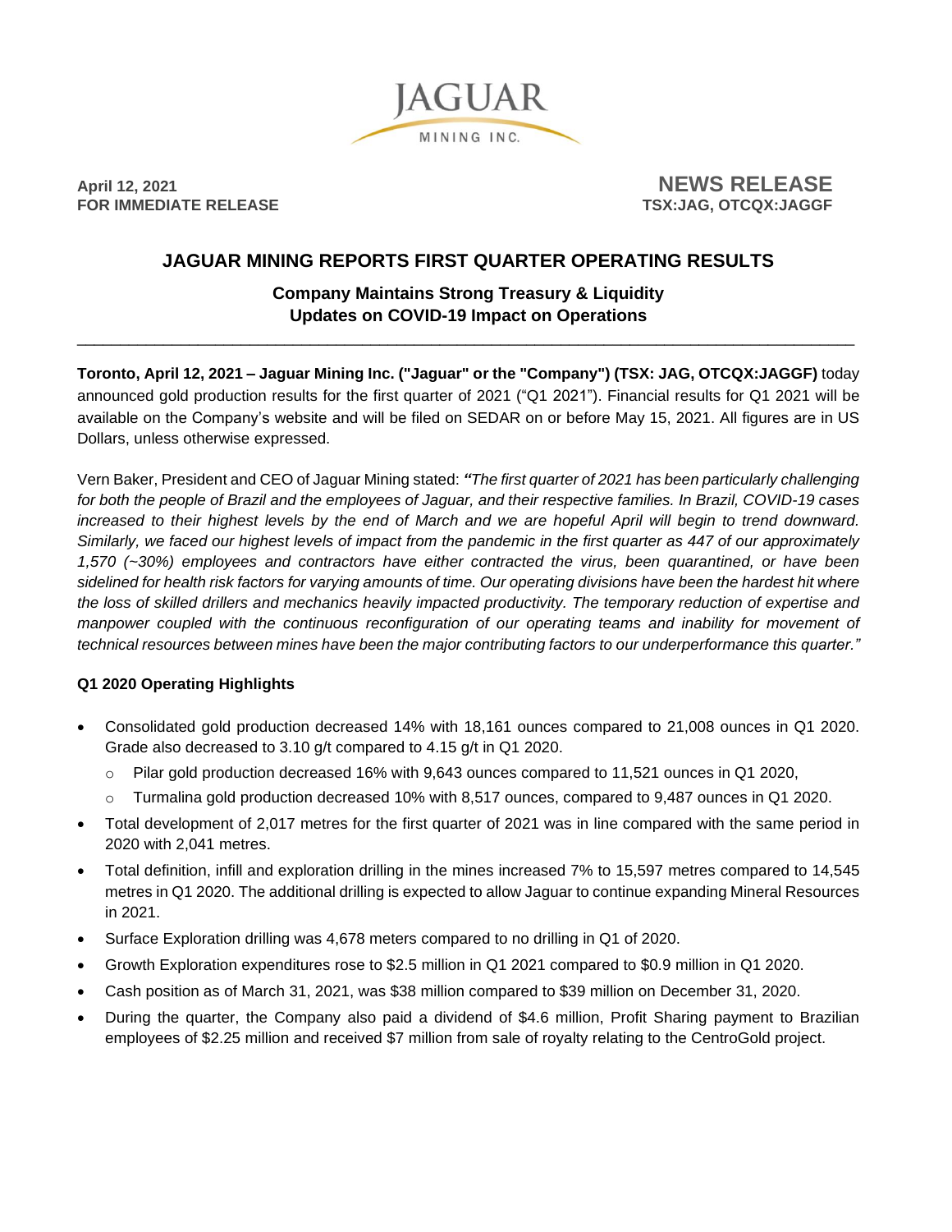JAGUAR
MINING INC.

**April 12, 2021**
**FOR IMMEDIATE RELEASE**

**NEWS RELEASE**
**TSX:JAG, OTCQX:JAGGF**

# JAGUAR MINING REPORTS FIRST QUARTER OPERATING RESULTS

## Company Maintains Strong Treasury & Liquidity
## Updates on COVID-19 Impact on Operations

---

**Toronto, April 12, 2021 – Jaguar Mining Inc. ("Jaguar" or the "Company") (TSX: JAG, OTCQX:JAGGF)** today announced gold production results for the first quarter of 2021 ("Q1 2021"). Financial results for Q1 2021 will be available on the Company's website and will be filed on SEDAR on or before May 15, 2021. All figures are in US Dollars, unless otherwise expressed.

Vern Baker, President and CEO of Jaguar Mining stated: ***"****The first quarter of 2021 has been particularly challenging for both the people of Brazil and the employees of Jaguar, and their respective families. In Brazil, COVID-19 cases increased to their highest levels by the end of March and we are hopeful April will begin to trend downward. Similarly, we faced our highest levels of impact from the pandemic in the first quarter as 447 of our approximately 1,570 (~30%) employees and contractors have either contracted the virus, been quarantined, or have been sidelined for health risk factors for varying amounts of time. Our operating divisions have been the hardest hit where the loss of skilled drillers and mechanics heavily impacted productivity. The temporary reduction of expertise and manpower coupled with the continuous reconfiguration of our operating teams and inability for movement of technical resources between mines have been the major contributing factors to our underperformance this quarter."*

### Q1 2020 Operating Highlights

- Consolidated gold production decreased 14% with 18,161 ounces compared to 21,008 ounces in Q1 2020. Grade also decreased to 3.10 g/t compared to 4.15 g/t in Q1 2020.
  - Pilar gold production decreased 16% with 9,643 ounces compared to 11,521 ounces in Q1 2020,
  - Turmalina gold production decreased 10% with 8,517 ounces, compared to 9,487 ounces in Q1 2020.
- Total development of 2,017 metres for the first quarter of 2021 was in line compared with the same period in 2020 with 2,041 metres.
- Total definition, infill and exploration drilling in the mines increased 7% to 15,597 metres compared to 14,545 metres in Q1 2020. The additional drilling is expected to allow Jaguar to continue expanding Mineral Resources in 2021.
- Surface Exploration drilling was 4,678 meters compared to no drilling in Q1 of 2020.
- Growth Exploration expenditures rose to $2.5 million in Q1 2021 compared to $0.9 million in Q1 2020.
- Cash position as of March 31, 2021, was $38 million compared to $39 million on December 31, 2020.
- During the quarter, the Company also paid a dividend of $4.6 million, Profit Sharing payment to Brazilian employees of $2.25 million and received $7 million from sale of royalty relating to the CentroGold project.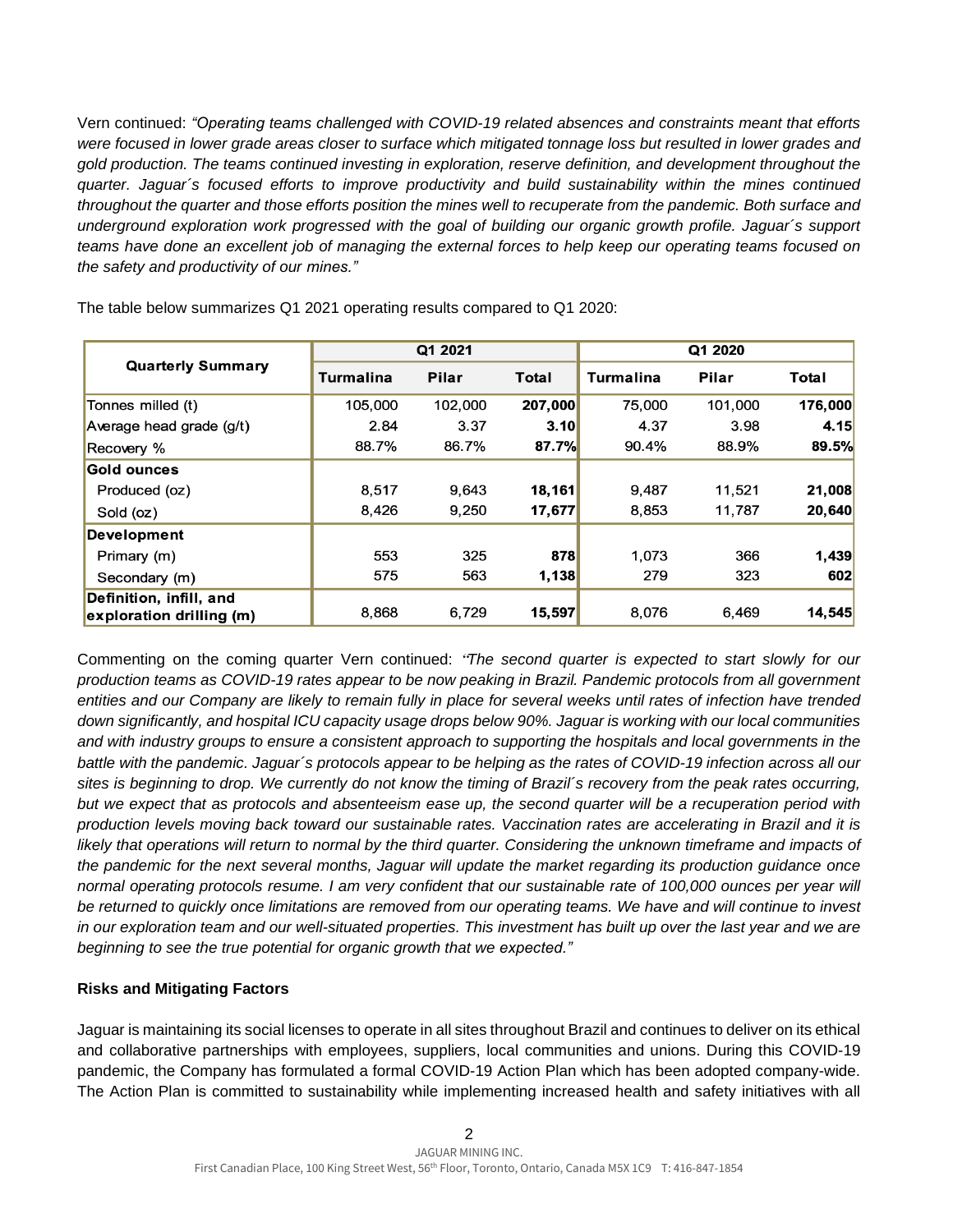Vern continued: *"Operating teams challenged with COVID-19 related absences and constraints meant that efforts were focused in lower grade areas closer to surface which mitigated tonnage loss but resulted in lower grades and gold production. The teams continued investing in exploration, reserve definition, and development throughout the quarter. Jaguar´s focused efforts to improve productivity and build sustainability within the mines continued throughout the quarter and those efforts position the mines well to recuperate from the pandemic. Both surface and underground exploration work progressed with the goal of building our organic growth profile. Jaguar´s support teams have done an excellent job of managing the external forces to help keep our operating teams focused on the safety and productivity of our mines."*

The table below summarizes Q1 2021 operating results compared to Q1 2020:

| Quarterly Summary | Q1 2021 | | | Q1 2020 | | |
|---|---|---|---|---|---|---|
| | Turmalina | Pilar | Total | Turmalina | Pilar | Total |
| Tonnes milled (t) | 105,000 | 102,000 | **207,000** | 75,000 | 101,000 | **176,000** |
| Average head grade (g/t) | 2.84 | 3.37 | **3.10** | 4.37 | 3.98 | **4.15** |
| Recovery % | 88.7% | 86.7% | **87.7%** | 90.4% | 88.9% | **89.5%** |
| **Gold ounces** | | | | | | |
| Produced (oz) | 8,517 | 9,643 | **18,161** | 9,487 | 11,521 | **21,008** |
| Sold (oz) | 8,426 | 9,250 | **17,677** | 8,853 | 11,787 | **20,640** |
| **Development** | | | | | | |
| Primary (m) | 553 | 325 | **878** | 1,073 | 366 | **1,439** |
| Secondary (m) | 575 | 563 | **1,138** | 279 | 323 | **602** |
| **Definition, infill, and exploration drilling (m)** | 8,868 | 6,729 | **15,597** | 8,076 | 6,469 | **14,545** |

Commenting on the coming quarter Vern continued: *"The second quarter is expected to start slowly for our production teams as COVID-19 rates appear to be now peaking in Brazil. Pandemic protocols from all government entities and our Company are likely to remain fully in place for several weeks until rates of infection have trended down significantly, and hospital ICU capacity usage drops below 90%. Jaguar is working with our local communities and with industry groups to ensure a consistent approach to supporting the hospitals and local governments in the battle with the pandemic. Jaguar´s protocols appear to be helping as the rates of COVID-19 infection across all our sites is beginning to drop. We currently do not know the timing of Brazil´s recovery from the peak rates occurring, but we expect that as protocols and absenteeism ease up, the second quarter will be a recuperation period with production levels moving back toward our sustainable rates. Vaccination rates are accelerating in Brazil and it is likely that operations will return to normal by the third quarter. Considering the unknown timeframe and impacts of the pandemic for the next several months, Jaguar will update the market regarding its production guidance once normal operating protocols resume. I am very confident that our sustainable rate of 100,000 ounces per year will be returned to quickly once limitations are removed from our operating teams. We have and will continue to invest in our exploration team and our well-situated properties. This investment has built up over the last year and we are beginning to see the true potential for organic growth that we expected."*

**Risks and Mitigating Factors**

Jaguar is maintaining its social licenses to operate in all sites throughout Brazil and continues to deliver on its ethical and collaborative partnerships with employees, suppliers, local communities and unions. During this COVID-19 pandemic, the Company has formulated a formal COVID-19 Action Plan which has been adopted company-wide. The Action Plan is committed to sustainability while implementing increased health and safety initiatives with all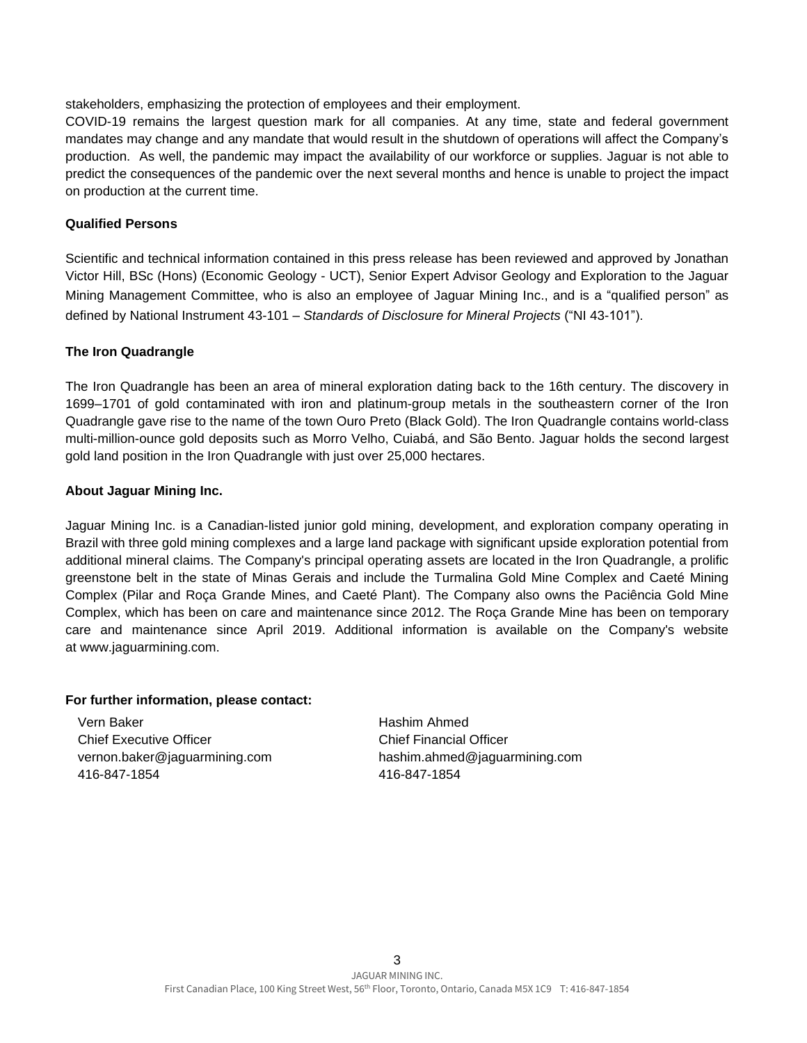stakeholders, emphasizing the protection of employees and their employment.

COVID-19 remains the largest question mark for all companies. At any time, state and federal government mandates may change and any mandate that would result in the shutdown of operations will affect the Company's production. As well, the pandemic may impact the availability of our workforce or supplies. Jaguar is not able to predict the consequences of the pandemic over the next several months and hence is unable to project the impact on production at the current time.

**Qualified Persons**

Scientific and technical information contained in this press release has been reviewed and approved by Jonathan Victor Hill, BSc (Hons) (Economic Geology - UCT), Senior Expert Advisor Geology and Exploration to the Jaguar Mining Management Committee, who is also an employee of Jaguar Mining Inc., and is a "qualified person" as defined by National Instrument 43-101 – *Standards of Disclosure for Mineral Projects* ("NI 43-101").

**The Iron Quadrangle**

The Iron Quadrangle has been an area of mineral exploration dating back to the 16th century. The discovery in 1699–1701 of gold contaminated with iron and platinum-group metals in the southeastern corner of the Iron Quadrangle gave rise to the name of the town Ouro Preto (Black Gold). The Iron Quadrangle contains world-class multi-million-ounce gold deposits such as Morro Velho, Cuiabá, and São Bento. Jaguar holds the second largest gold land position in the Iron Quadrangle with just over 25,000 hectares.

**About Jaguar Mining Inc.**

Jaguar Mining Inc. is a Canadian-listed junior gold mining, development, and exploration company operating in Brazil with three gold mining complexes and a large land package with significant upside exploration potential from additional mineral claims. The Company's principal operating assets are located in the Iron Quadrangle, a prolific greenstone belt in the state of Minas Gerais and include the Turmalina Gold Mine Complex and Caeté Mining Complex (Pilar and Roça Grande Mines, and Caeté Plant). The Company also owns the Paciência Gold Mine Complex, which has been on care and maintenance since 2012. The Roça Grande Mine has been on temporary care and maintenance since April 2019. Additional information is available on the Company's website at www.jaguarmining.com.

**For further information, please contact:**

Vern Baker
Chief Executive Officer
vernon.baker@jaguarmining.com
416-847-1854

Hashim Ahmed
Chief Financial Officer
hashim.ahmed@jaguarmining.com
416-847-1854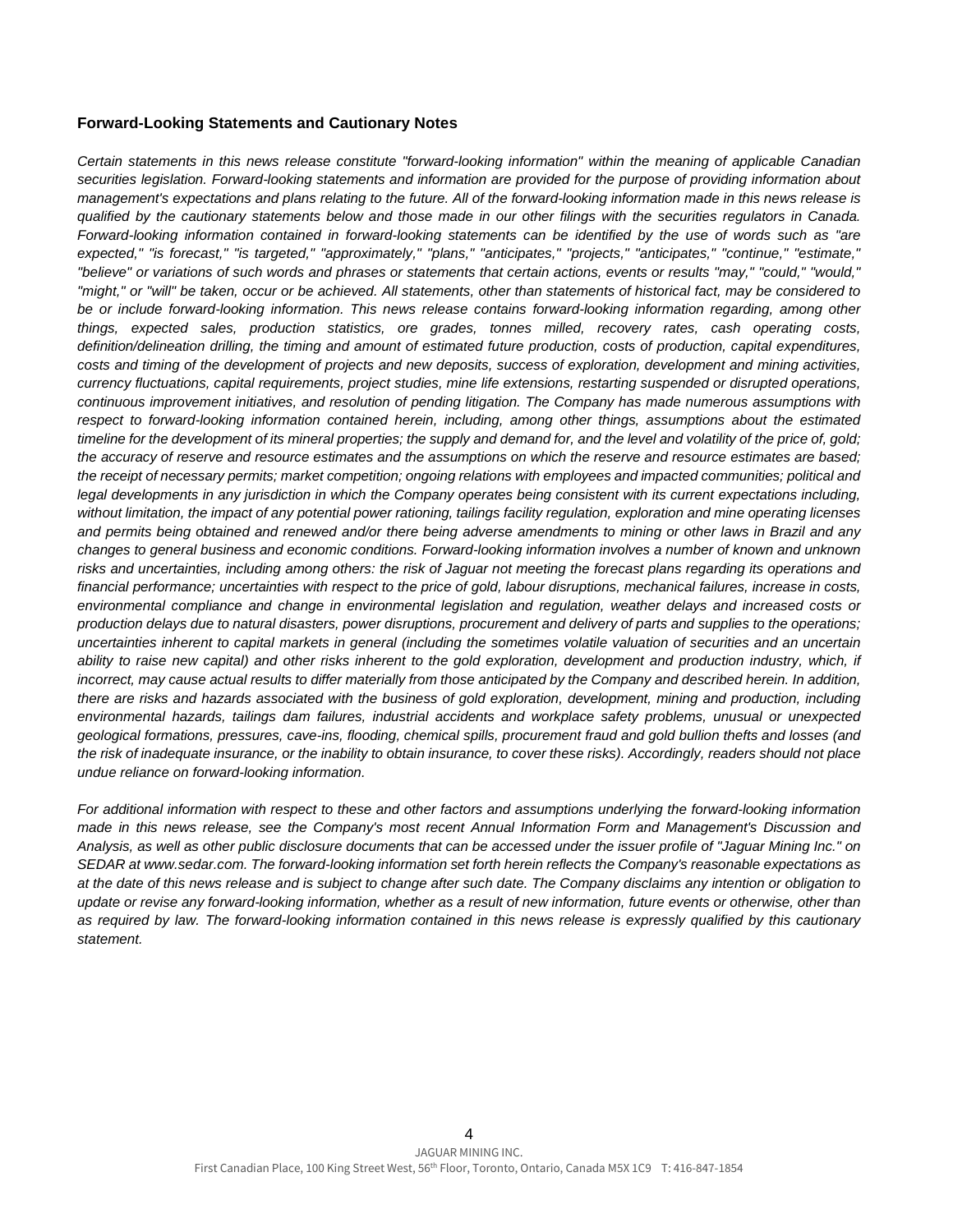### Forward-Looking Statements and Cautionary Notes

*Certain statements in this news release constitute "forward-looking information" within the meaning of applicable Canadian securities legislation. Forward-looking statements and information are provided for the purpose of providing information about management's expectations and plans relating to the future. All of the forward-looking information made in this news release is qualified by the cautionary statements below and those made in our other filings with the securities regulators in Canada. Forward-looking information contained in forward-looking statements can be identified by the use of words such as "are expected," "is forecast," "is targeted," "approximately," "plans," "anticipates," "projects," "anticipates," "continue," "estimate," "believe" or variations of such words and phrases or statements that certain actions, events or results "may," "could," "would," "might," or "will" be taken, occur or be achieved. All statements, other than statements of historical fact, may be considered to be or include forward-looking information. This news release contains forward-looking information regarding, among other things, expected sales, production statistics, ore grades, tonnes milled, recovery rates, cash operating costs, definition/delineation drilling, the timing and amount of estimated future production, costs of production, capital expenditures, costs and timing of the development of projects and new deposits, success of exploration, development and mining activities, currency fluctuations, capital requirements, project studies, mine life extensions, restarting suspended or disrupted operations, continuous improvement initiatives, and resolution of pending litigation. The Company has made numerous assumptions with respect to forward-looking information contained herein, including, among other things, assumptions about the estimated timeline for the development of its mineral properties; the supply and demand for, and the level and volatility of the price of, gold; the accuracy of reserve and resource estimates and the assumptions on which the reserve and resource estimates are based; the receipt of necessary permits; market competition; ongoing relations with employees and impacted communities; political and legal developments in any jurisdiction in which the Company operates being consistent with its current expectations including, without limitation, the impact of any potential power rationing, tailings facility regulation, exploration and mine operating licenses and permits being obtained and renewed and/or there being adverse amendments to mining or other laws in Brazil and any changes to general business and economic conditions. Forward-looking information involves a number of known and unknown risks and uncertainties, including among others: the risk of Jaguar not meeting the forecast plans regarding its operations and financial performance; uncertainties with respect to the price of gold, labour disruptions, mechanical failures, increase in costs, environmental compliance and change in environmental legislation and regulation, weather delays and increased costs or production delays due to natural disasters, power disruptions, procurement and delivery of parts and supplies to the operations; uncertainties inherent to capital markets in general (including the sometimes volatile valuation of securities and an uncertain ability to raise new capital) and other risks inherent to the gold exploration, development and production industry, which, if incorrect, may cause actual results to differ materially from those anticipated by the Company and described herein. In addition, there are risks and hazards associated with the business of gold exploration, development, mining and production, including environmental hazards, tailings dam failures, industrial accidents and workplace safety problems, unusual or unexpected geological formations, pressures, cave-ins, flooding, chemical spills, procurement fraud and gold bullion thefts and losses (and the risk of inadequate insurance, or the inability to obtain insurance, to cover these risks). Accordingly, readers should not place undue reliance on forward-looking information.*

*For additional information with respect to these and other factors and assumptions underlying the forward-looking information made in this news release, see the Company's most recent Annual Information Form and Management's Discussion and Analysis, as well as other public disclosure documents that can be accessed under the issuer profile of "Jaguar Mining Inc." on SEDAR at www.sedar.com. The forward-looking information set forth herein reflects the Company's reasonable expectations as at the date of this news release and is subject to change after such date. The Company disclaims any intention or obligation to update or revise any forward-looking information, whether as a result of new information, future events or otherwise, other than as required by law. The forward-looking information contained in this news release is expressly qualified by this cautionary statement.*